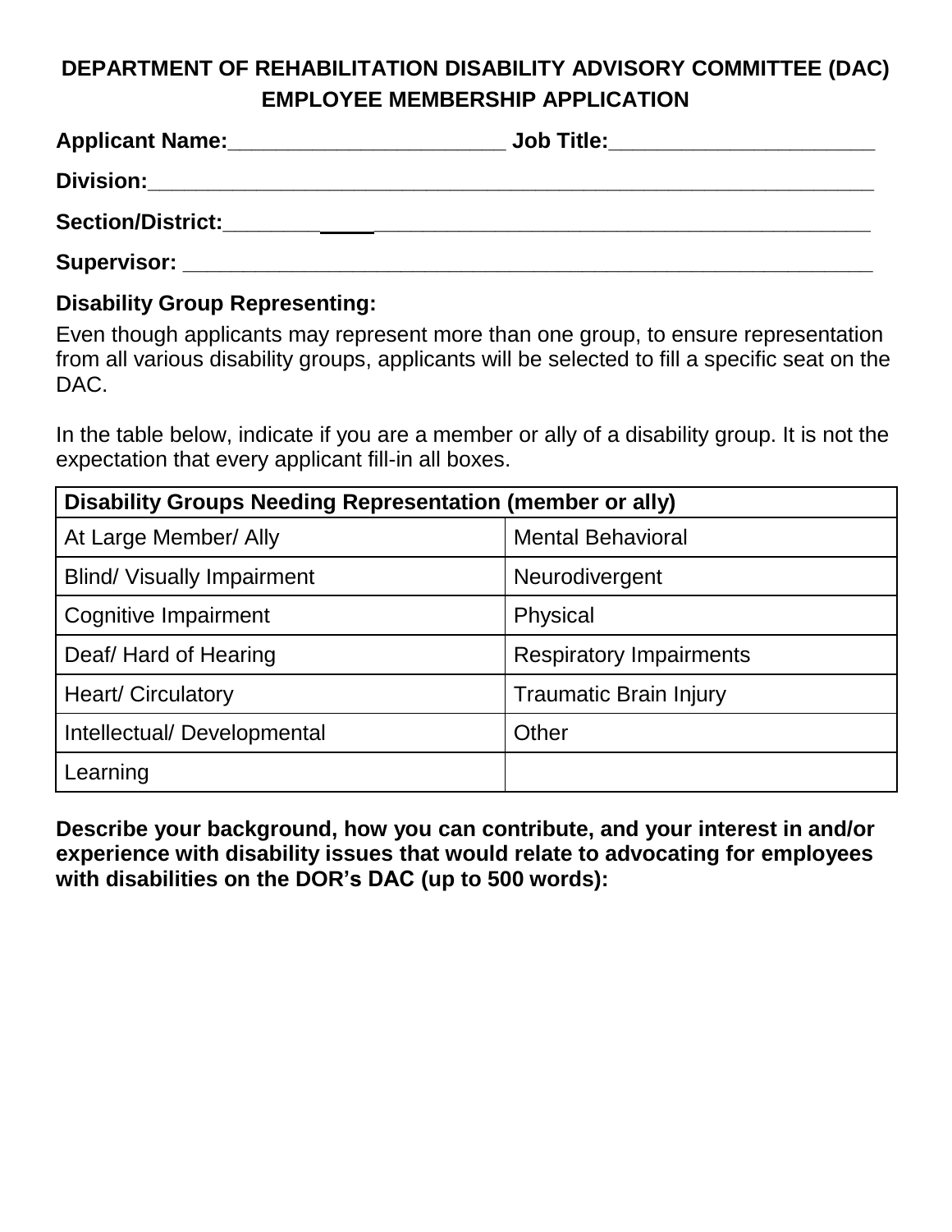# DEPARTMENT OF REHABILITATION DISABILITY ADVISORY COMMITTEE (DAC) EMPLOYEE MEMBERSHIP APPLICATION

**Applicant Name:**______________________ **Job Title:**_____________________

**Division:**___________________________________________________________

**Section/District:**_____________________________________________________

**Supervisor:** _________________________________________________________

**Disability Group Representing:**

Even though applicants may represent more than one group, to ensure representation from all various disability groups, applicants will be selected to fill a specific seat on the DAC.

In the table below, indicate if you are a member or ally of a disability group. It is not the expectation that every applicant fill-in all boxes.

| **Disability Groups Needing Representation (member or ally)** | |
|---|---|
| At Large Member/ Ally | Mental Behavioral |
| Blind/ Visually Impairment | Neurodivergent |
| Cognitive Impairment | Physical |
| Deaf/ Hard of Hearing | Respiratory Impairments |
| Heart/ Circulatory | Traumatic Brain Injury |
| Intellectual/ Developmental | Other |
| Learning | |

**Describe your background, how you can contribute, and your interest in and/or experience with disability issues that would relate to advocating for employees with disabilities on the DOR's DAC (up to 500 words):**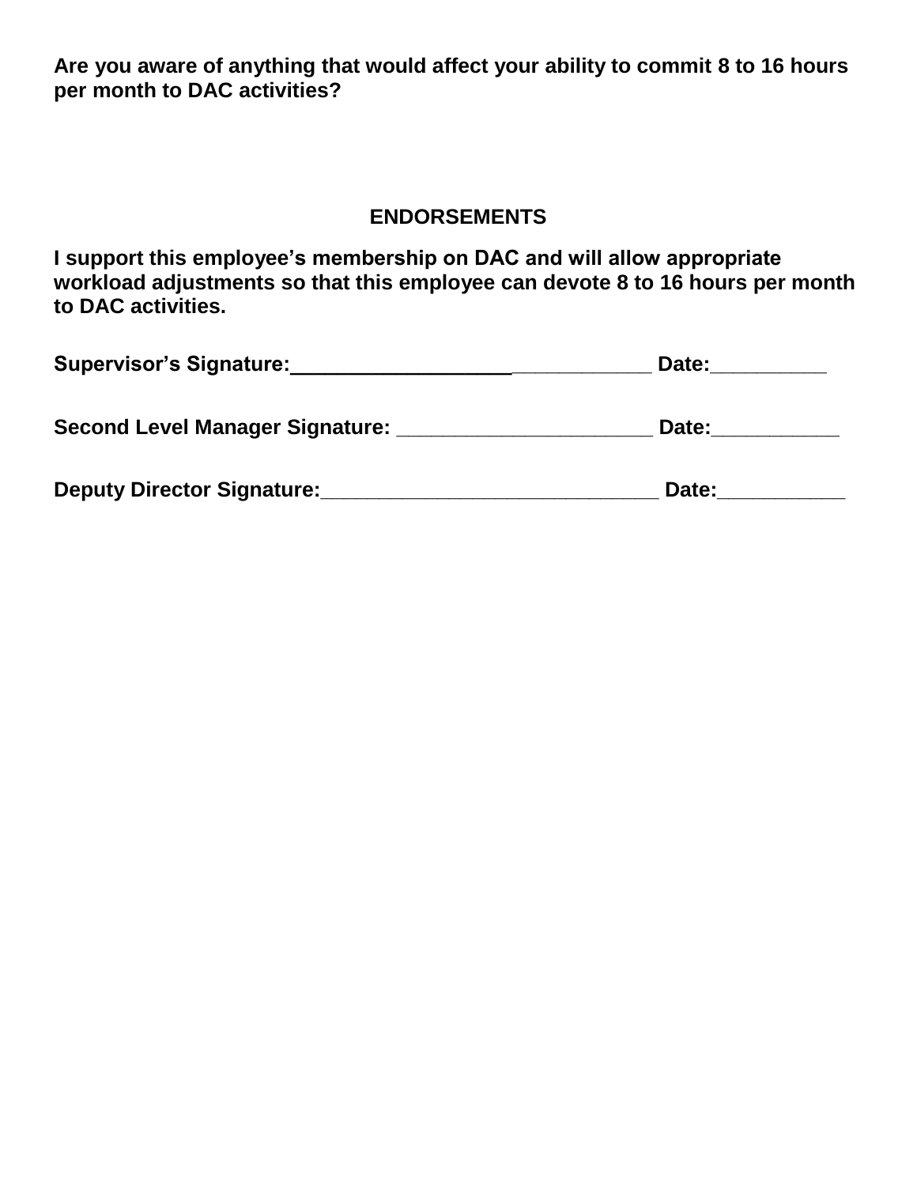**Are you aware of anything that would affect your ability to commit 8 to 16 hours per month to DAC activities?**

## ENDORSEMENTS

**I support this employee's membership on DAC and will allow appropriate workload adjustments so that this employee can devote 8 to 16 hours per month to DAC activities.**

**Supervisor's Signature:**________________________________ **Date:**__________

**Second Level Manager Signature:** ______________________ **Date:**___________

**Deputy Director Signature:**_____________________________ **Date:**___________